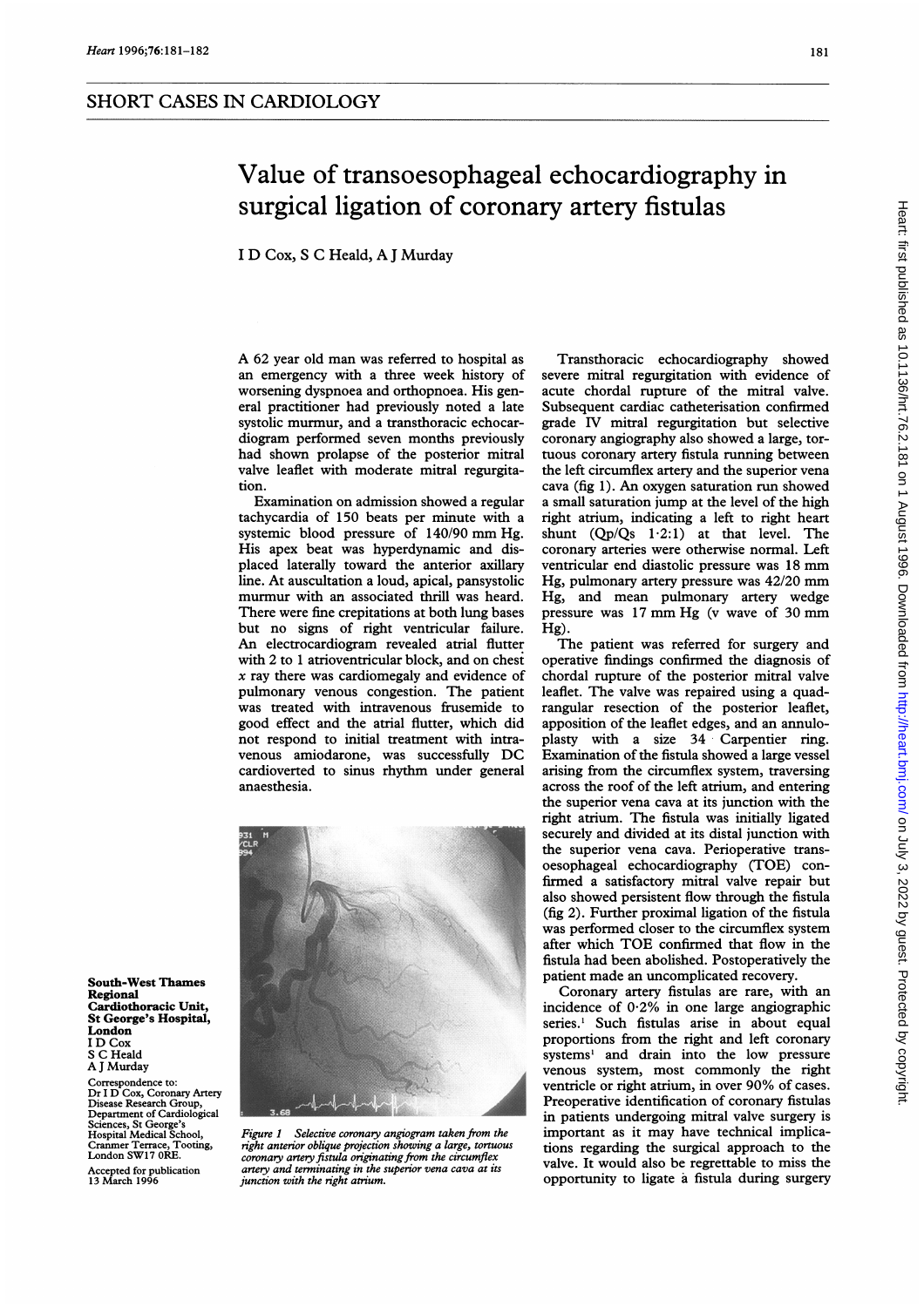## SHORT CASES IN CARDIOLOGY

# Value of transoesophageal echocardiography in surgical ligation of coronary artery fistulas

I D Cox, S C Heald, A J Murday

A 62 year old man was referred to hospital as an emergency with a three week history of worsening dyspnoea and orthopnoea. His general practitioner had previously noted a late systolic murmur, and a transthoracic echocardiogram performed seven months previously had shown prolapse of the posterior mitral valve leaflet with moderate mitral regurgitation.

Examination on admission showed a regular tachycardia of 150 beats per minute with a systemic blood pressure of 140/90 mm Hg. His apex beat was hyperdynamic and displaced laterally toward the anterior axillary line. At auscultation a loud, apical, pansystolic murmur with an associated thrill was heard. There were fine crepitations at both lung bases but no signs of right ventricular failure. An electrocardiogram revealed atrial flutter with 2 to 1 atrioventricular block, and on chest x ray there was cardiomegaly and evidence of pulmonary venous congestion. The patient was treated with intravenous frusemide to good effect and the atrial flutter, which did not respond to initial treatment with intravenous amiodarone, was successfully DC cardioverted to sinus rhythm under general anaesthesia.

Figure 1 Selective coronary angiogram taken from the right anterior oblique projection showing a large, tortuous coronary artery fistula originating from the circumflex artery and terminating in the superior vena cava at its junction with the right atrium.

South-West Thames Regional Cardiothoracic Unit, St George's Hospital, London
I D Cox
S C Heald
A J Murday

Correspondence to: Dr I D Cox, Coronary Artery Disease Research Group, Department of Cardiological Sciences, St George's Hospital Medical School, Cranmer Terrace, Tooting, London SW17 0RE.

Accepted for publication 13 March 1996

Transthoracic echocardiography showed severe mitral regurgitation with evidence of acute chordal rupture of the mitral valve. Subsequent cardiac catheterisation confirmed grade IV mitral regurgitation but selective coronary angiography also showed a large, tortuous coronary artery fistula running between the left circumflex artery and the superior vena cava (fig 1). An oxygen saturation run showed a small saturation jump at the level of the high right atrium, indicating a left to right heart shunt (Qp/Qs 1·2:1) at that level. The coronary arteries were otherwise normal. Left ventricular end diastolic pressure was 18 mm Hg, pulmonary artery pressure was 42/20 mm Hg, and mean pulmonary artery wedge pressure was 17 mm Hg (v wave of 30 mm Hg).

The patient was referred for surgery and operative findings confirmed the diagnosis of chordal rupture of the posterior mitral valve leaflet. The valve was repaired using a quadrangular resection of the posterior leaflet, apposition of the leaflet edges, and an annuloplasty with a size 34 Carpentier ring. Examination of the fistula showed a large vessel arising from the circumflex system, traversing across the roof of the left atrium, and entering the superior vena cava at its junction with the right atrium. The fistula was initially ligated securely and divided at its distal junction with the superior vena cava. Perioperative transoesophageal echocardiography (TOE) confirmed a satisfactory mitral valve repair but also showed persistent flow through the fistula (fig 2). Further proximal ligation of the fistula was performed closer to the circumflex system after which TOE confirmed that flow in the fistula had been abolished. Postoperatively the patient made an uncomplicated recovery.

Coronary artery fistulas are rare, with an incidence of 0·2% in one large angiographic series.[1] Such fistulas arise in about equal proportions from the right and left coronary systems[1] and drain into the low pressure venous system, most commonly the right ventricle or right atrium, in over 90% of cases. Preoperative identification of coronary fistulas in patients undergoing mitral valve surgery is important as it may have technical implications regarding the surgical approach to the valve. It would also be regrettable to miss the opportunity to ligate a fistula during surgery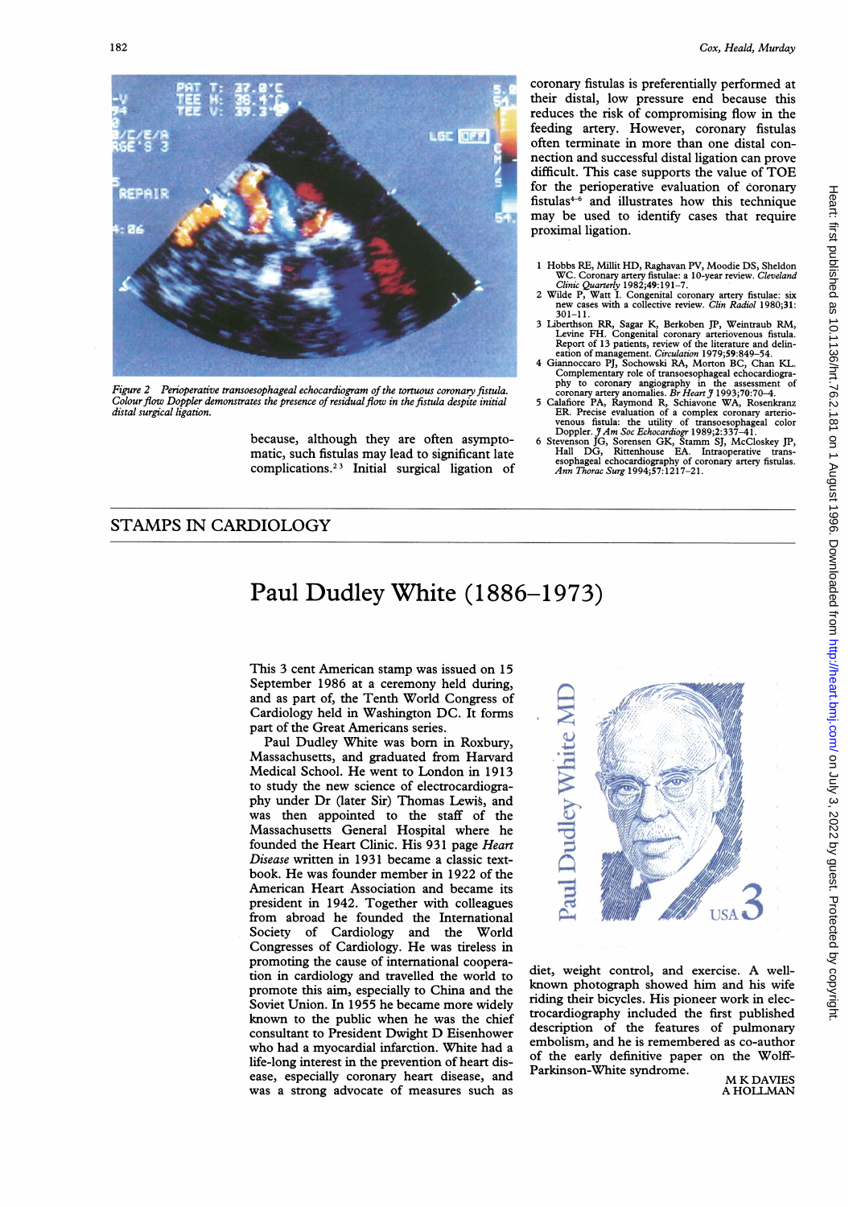*Figure 2 Perioperative transoesophageal echocardiogram of the tortuous coronary fistula. Colour flow Doppler demonstrates the presence of residual flow in the fistula despite initial distal surgical ligation.*

because, although they are often asymptomatic, such fistulas may lead to significant late complications.[2,3] Initial surgical ligation of coronary fistulas is preferentially performed at their distal, low pressure end because this reduces the risk of compromising flow in the feeding artery. However, coronary fistulas often terminate in more than one distal connection and successful distal ligation can prove difficult. This case supports the value of TOE for the perioperative evaluation of coronary fistulas[4-6] and illustrates how this technique may be used to identify cases that require proximal ligation.

1 Hobbs RE, Millit HD, Raghavan PV, Moodie DS, Sheldon WC. Coronary artery fistulae: a 10-year review. *Cleveland Clinic Quarterly* 1982;49:191–7.
2 Wilde P, Watt I. Congenital coronary artery fistulae: six new cases with a collective review. *Clin Radiol* 1980;31:301–11.
3 Liberthson RR, Sagar K, Berkoben JP, Weintraub RM, Levine FH. Congenital coronary arteriovenous fistula. Report of 13 patients, review of the literature and delineation of management. *Circulation* 1979;59:849–54.
4 Giannoccaro PJ, Sochowski RA, Morton BC, Chan KL. Complementary role of transoesophageal echocardiography to coronary angiography in the assessment of coronary artery anomalies. *Br Heart J* 1993;70:70–4.
5 Calafiore PA, Raymond R, Schiavone WA, Rosenkranz ER. Precise evaluation of a complex coronary arteriovenous fistula: the utility of transoesophageal color Doppler. *J Am Soc Echocardiogr* 1989;2:337–41.
6 Stevenson JG, Sorensen GK, Stamm SJ, McCloskey JP, Hall DG, Rittenhouse EA. Intraoperative transesophageal echocardiography of coronary artery fistulas. *Ann Thorac Surg* 1994;57:1217–21.

## STAMPS IN CARDIOLOGY

# Paul Dudley White (1886–1973)

This 3 cent American stamp was issued on 15 September 1986 at a ceremony held during, and as part of, the Tenth World Congress of Cardiology held in Washington DC. It forms part of the Great Americans series.

Paul Dudley White was born in Roxbury, Massachusetts, and graduated from Harvard Medical School. He went to London in 1913 to study the new science of electrocardiography under Dr (later Sir) Thomas Lewis, and was then appointed to the staff of the Massachusetts General Hospital where he founded the Heart Clinic. His 931 page *Heart Disease* written in 1931 became a classic textbook. He was founder member in 1922 of the American Heart Association and became its president in 1942. Together with colleagues from abroad he founded the International Society of Cardiology and the World Congresses of Cardiology. He was tireless in promoting the cause of international cooperation in cardiology and travelled the world to promote this aim, especially to China and the Soviet Union. In 1955 he became more widely known to the public when he was the chief consultant to President Dwight D Eisenhower who had a myocardial infarction. White had a life-long interest in the prevention of heart disease, especially coronary heart disease, and was a strong advocate of measures such as diet, weight control, and exercise. A well-known photograph showed him and his wife riding their bicycles. His pioneer work in electrocardiography included the first published description of the features of pulmonary embolism, and he is remembered as co-author of the early definitive paper on the Wolff-Parkinson-White syndrome.

M K DAVIES
A HOLLMAN